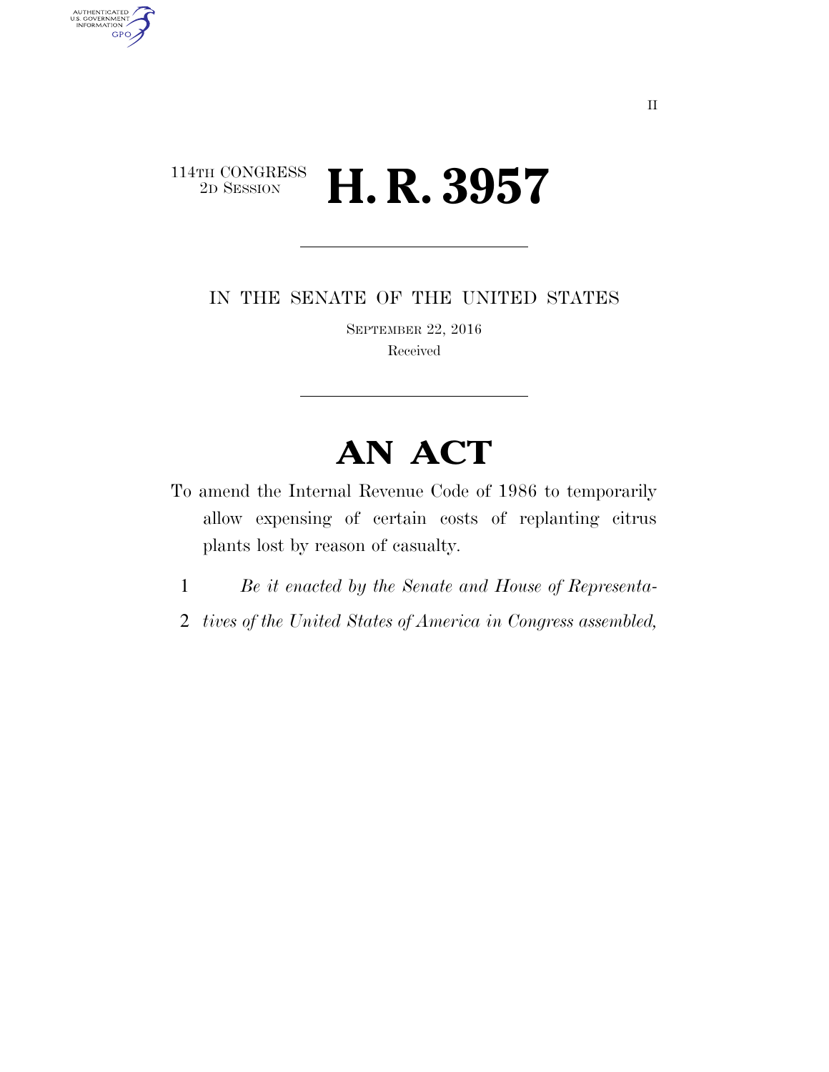114TH CONGRESS
2D SESSION

# H. R. 3957

IN THE SENATE OF THE UNITED STATES

SEPTEMBER 22, 2016

Received

# AN ACT

To amend the Internal Revenue Code of 1986 to temporarily allow expensing of certain costs of replanting citrus plants lost by reason of casualty.

1 *Be it enacted by the Senate and House of Representa-*
2 *tives of the United States of America in Congress assembled,*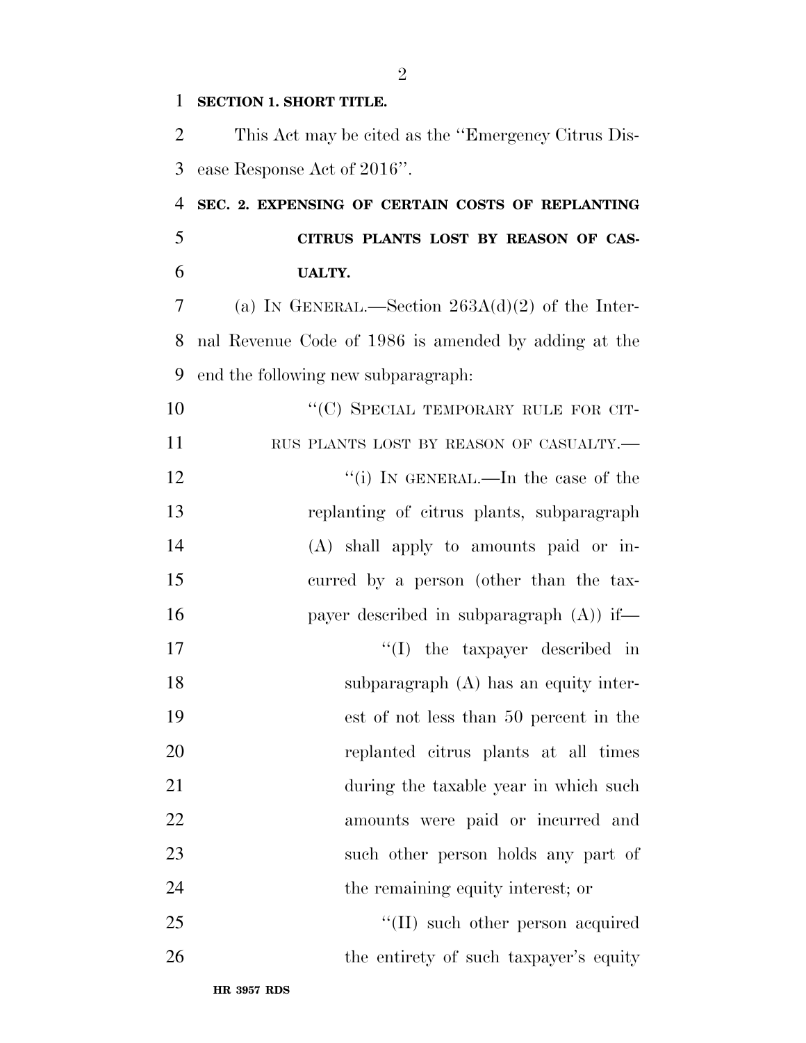**SECTION 1. SHORT TITLE.**

This Act may be cited as the ''Emergency Citrus Disease Response Act of 2016''.

**SEC. 2. EXPENSING OF CERTAIN COSTS OF REPLANTING CITRUS PLANTS LOST BY REASON OF CASUALTY.**

(a) IN GENERAL.—Section 263A(d)(2) of the Internal Revenue Code of 1986 is amended by adding at the end the following new subparagraph:

''(C) SPECIAL TEMPORARY RULE FOR CITRUS PLANTS LOST BY REASON OF CASUALTY.—

''(i) IN GENERAL.—In the case of the replanting of citrus plants, subparagraph (A) shall apply to amounts paid or incurred by a person (other than the taxpayer described in subparagraph (A)) if—

''(I) the taxpayer described in subparagraph (A) has an equity interest of not less than 50 percent in the replanted citrus plants at all times during the taxable year in which such amounts were paid or incurred and such other person holds any part of the remaining equity interest; or

''(II) such other person acquired the entirety of such taxpayer's equity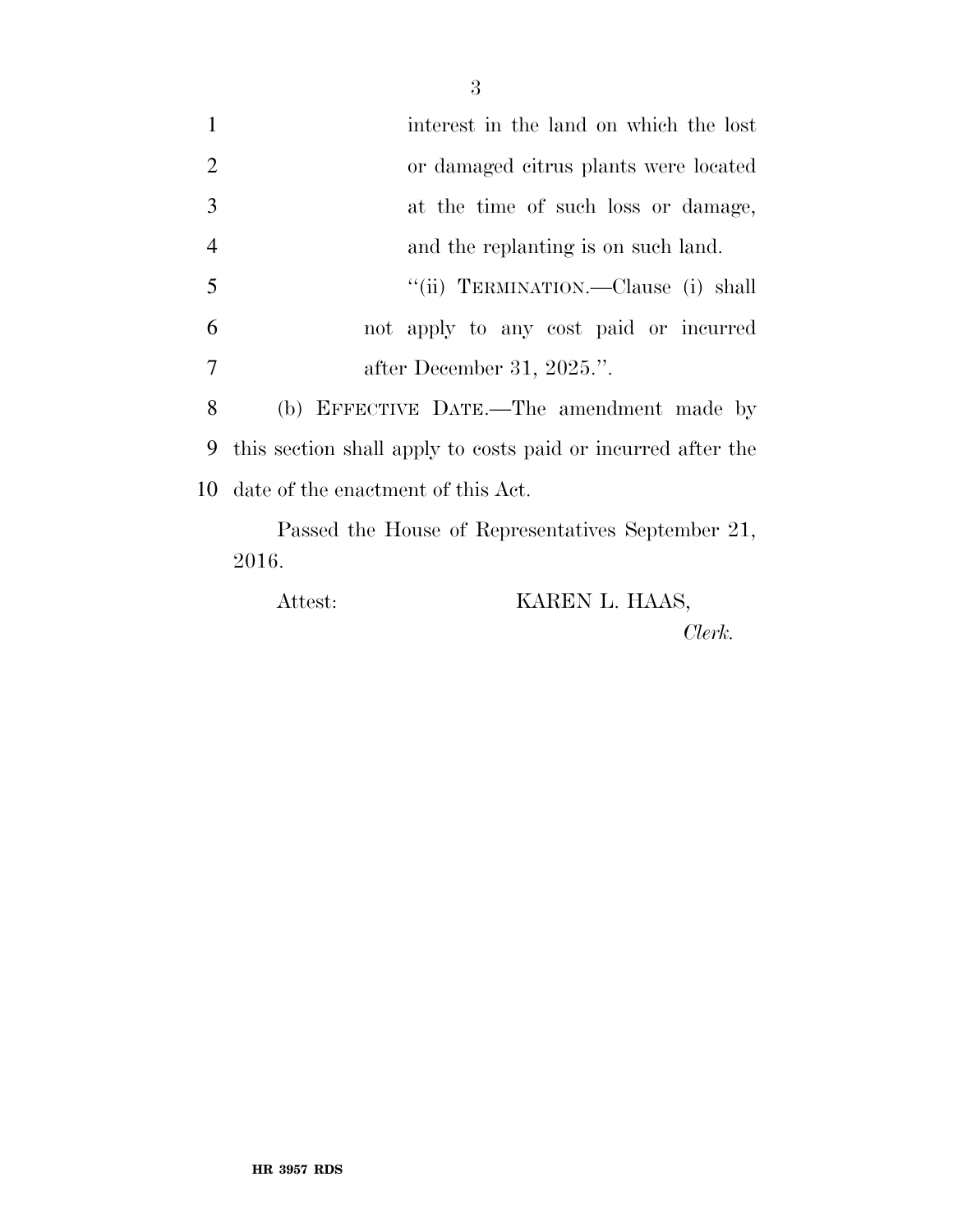interest in the land on which the lost or damaged citrus plants were located at the time of such loss or damage, and the replanting is on such land.

"(ii) TERMINATION.—Clause (i) shall not apply to any cost paid or incurred after December 31, 2025.".

(b) EFFECTIVE DATE.—The amendment made by this section shall apply to costs paid or incurred after the date of the enactment of this Act.

Passed the House of Representatives September 21, 2016.

Attest: KAREN L. HAAS,

*Clerk.*